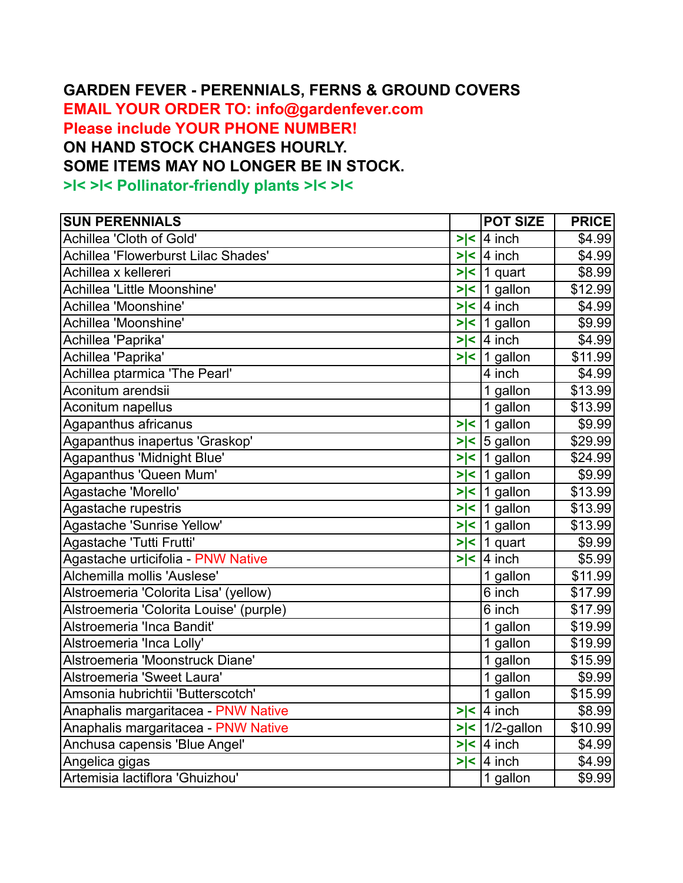# GARDEN FEVER - PERENNIALS, FERNS & GROUND COVERS

**EMAIL YOUR ORDER TO: info@gardenfever.com**

**Please include YOUR PHONE NUMBER!**

**ON HAND STOCK CHANGES HOURLY.**

**SOME ITEMS MAY NO LONGER BE IN STOCK.**

**>|< >|< Pollinator-friendly plants >|< >|<**

| SUN PERENNIALS | | POT SIZE | PRICE |
|---|---|---|---|
| Achillea 'Cloth of Gold' | >\|< | 4 inch | $4.99 |
| Achillea 'Flowerburst Lilac Shades' | >\|< | 4 inch | $4.99 |
| Achillea x kellereri | >\|< | 1 quart | $8.99 |
| Achillea 'Little Moonshine' | >\|< | 1 gallon | $12.99 |
| Achillea 'Moonshine' | >\|< | 4 inch | $4.99 |
| Achillea 'Moonshine' | >\|< | 1 gallon | $9.99 |
| Achillea 'Paprika' | >\|< | 4 inch | $4.99 |
| Achillea 'Paprika' | >\|< | 1 gallon | $11.99 |
| Achillea ptarmica 'The Pearl' | | 4 inch | $4.99 |
| Aconitum arendsii | | 1 gallon | $13.99 |
| Aconitum napellus | | 1 gallon | $13.99 |
| Agapanthus africanus | >\|< | 1 gallon | $9.99 |
| Agapanthus inapertus 'Graskop' | >\|< | 5 gallon | $29.99 |
| Agapanthus 'Midnight Blue' | >\|< | 1 gallon | $24.99 |
| Agapanthus 'Queen Mum' | >\|< | 1 gallon | $9.99 |
| Agastache 'Morello' | >\|< | 1 gallon | $13.99 |
| Agastache rupestris | >\|< | 1 gallon | $13.99 |
| Agastache 'Sunrise Yellow' | >\|< | 1 gallon | $13.99 |
| Agastache 'Tutti Frutti' | >\|< | 1 quart | $9.99 |
| Agastache urticifolia - PNW Native | >\|< | 4 inch | $5.99 |
| Alchemilla mollis 'Auslese' | | 1 gallon | $11.99 |
| Alstroemeria 'Colorita Lisa' (yellow) | | 6 inch | $17.99 |
| Alstroemeria 'Colorita Louise' (purple) | | 6 inch | $17.99 |
| Alstroemeria 'Inca Bandit' | | 1 gallon | $19.99 |
| Alstroemeria 'Inca Lolly' | | 1 gallon | $19.99 |
| Alstroemeria 'Moonstruck Diane' | | 1 gallon | $15.99 |
| Alstroemeria 'Sweet Laura' | | 1 gallon | $9.99 |
| Amsonia hubrichtii 'Butterscotch' | | 1 gallon | $15.99 |
| Anaphalis margaritacea - PNW Native | >\|< | 4 inch | $8.99 |
| Anaphalis margaritacea - PNW Native | >\|< | 1/2-gallon | $10.99 |
| Anchusa capensis 'Blue Angel' | >\|< | 4 inch | $4.99 |
| Angelica gigas | >\|< | 4 inch | $4.99 |
| Artemisia lactiflora 'Ghuizhou' | | 1 gallon | $9.99 |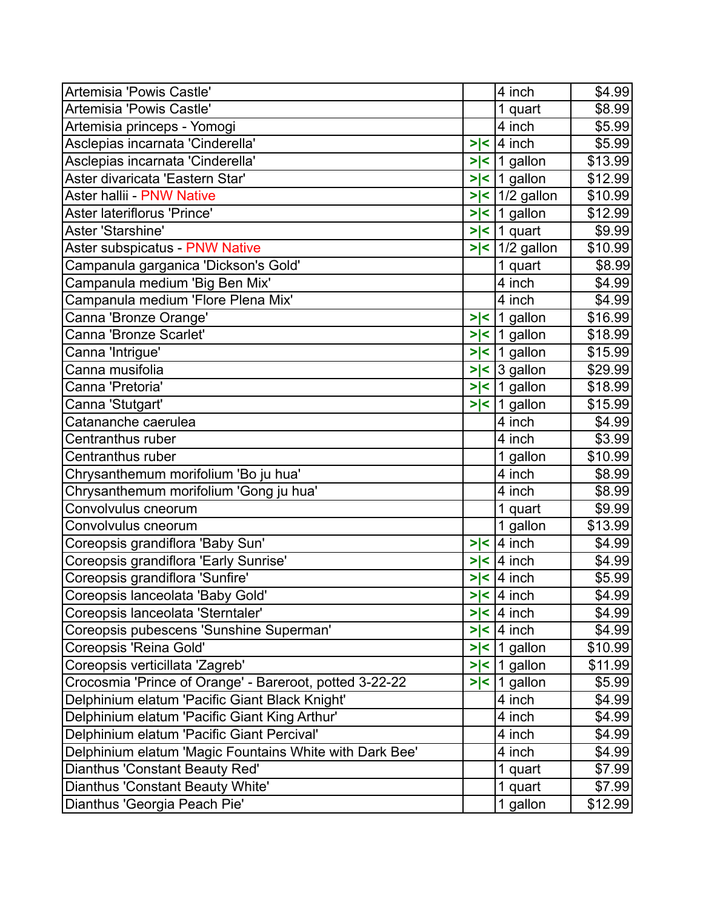| | | | |
|---|---|---|---|
| Artemisia 'Powis Castle' | | 4 inch | $4.99 |
| Artemisia 'Powis Castle' | | 1 quart | $8.99 |
| Artemisia princeps - Yomogi | | 4 inch | $5.99 |
| Asclepias incarnata 'Cinderella' | >\|< | 4 inch | $5.99 |
| Asclepias incarnata 'Cinderella' | >\|< | 1 gallon | $13.99 |
| Aster divaricata 'Eastern Star' | >\|< | 1 gallon | $12.99 |
| Aster hallii - PNW Native | >\|< | 1/2 gallon | $10.99 |
| Aster lateriflorus 'Prince' | >\|< | 1 gallon | $12.99 |
| Aster 'Starshine' | >\|< | 1 quart | $9.99 |
| Aster subspicatus - PNW Native | >\|< | 1/2 gallon | $10.99 |
| Campanula garganica 'Dickson's Gold' | | 1 quart | $8.99 |
| Campanula medium 'Big Ben Mix' | | 4 inch | $4.99 |
| Campanula medium 'Flore Plena Mix' | | 4 inch | $4.99 |
| Canna 'Bronze Orange' | >\|< | 1 gallon | $16.99 |
| Canna 'Bronze Scarlet' | >\|< | 1 gallon | $18.99 |
| Canna 'Intrigue' | >\|< | 1 gallon | $15.99 |
| Canna musifolia | >\|< | 3 gallon | $29.99 |
| Canna 'Pretoria' | >\|< | 1 gallon | $18.99 |
| Canna 'Stutgart' | >\|< | 1 gallon | $15.99 |
| Catananche caerulea | | 4 inch | $4.99 |
| Centranthus ruber | | 4 inch | $3.99 |
| Centranthus ruber | | 1 gallon | $10.99 |
| Chrysanthemum morifolium 'Bo ju hua' | | 4 inch | $8.99 |
| Chrysanthemum morifolium 'Gong ju hua' | | 4 inch | $8.99 |
| Convolvulus cneorum | | 1 quart | $9.99 |
| Convolvulus cneorum | | 1 gallon | $13.99 |
| Coreopsis grandiflora 'Baby Sun' | >\|< | 4 inch | $4.99 |
| Coreopsis grandiflora 'Early Sunrise' | >\|< | 4 inch | $4.99 |
| Coreopsis grandiflora 'Sunfire' | >\|< | 4 inch | $5.99 |
| Coreopsis lanceolata 'Baby Gold' | >\|< | 4 inch | $4.99 |
| Coreopsis lanceolata 'Sterntaler' | >\|< | 4 inch | $4.99 |
| Coreopsis pubescens 'Sunshine Superman' | >\|< | 4 inch | $4.99 |
| Coreopsis 'Reina Gold' | >\|< | 1 gallon | $10.99 |
| Coreopsis verticillata 'Zagreb' | >\|< | 1 gallon | $11.99 |
| Crocosmia 'Prince of Orange' - Bareroot, potted 3-22-22 | >\|< | 1 gallon | $5.99 |
| Delphinium elatum 'Pacific Giant Black Knight' | | 4 inch | $4.99 |
| Delphinium elatum 'Pacific Giant King Arthur' | | 4 inch | $4.99 |
| Delphinium elatum 'Pacific Giant Percival' | | 4 inch | $4.99 |
| Delphinium elatum 'Magic Fountains White with Dark Bee' | | 4 inch | $4.99 |
| Dianthus 'Constant Beauty Red' | | 1 quart | $7.99 |
| Dianthus 'Constant Beauty White' | | 1 quart | $7.99 |
| Dianthus 'Georgia Peach Pie' | | 1 gallon | $12.99 |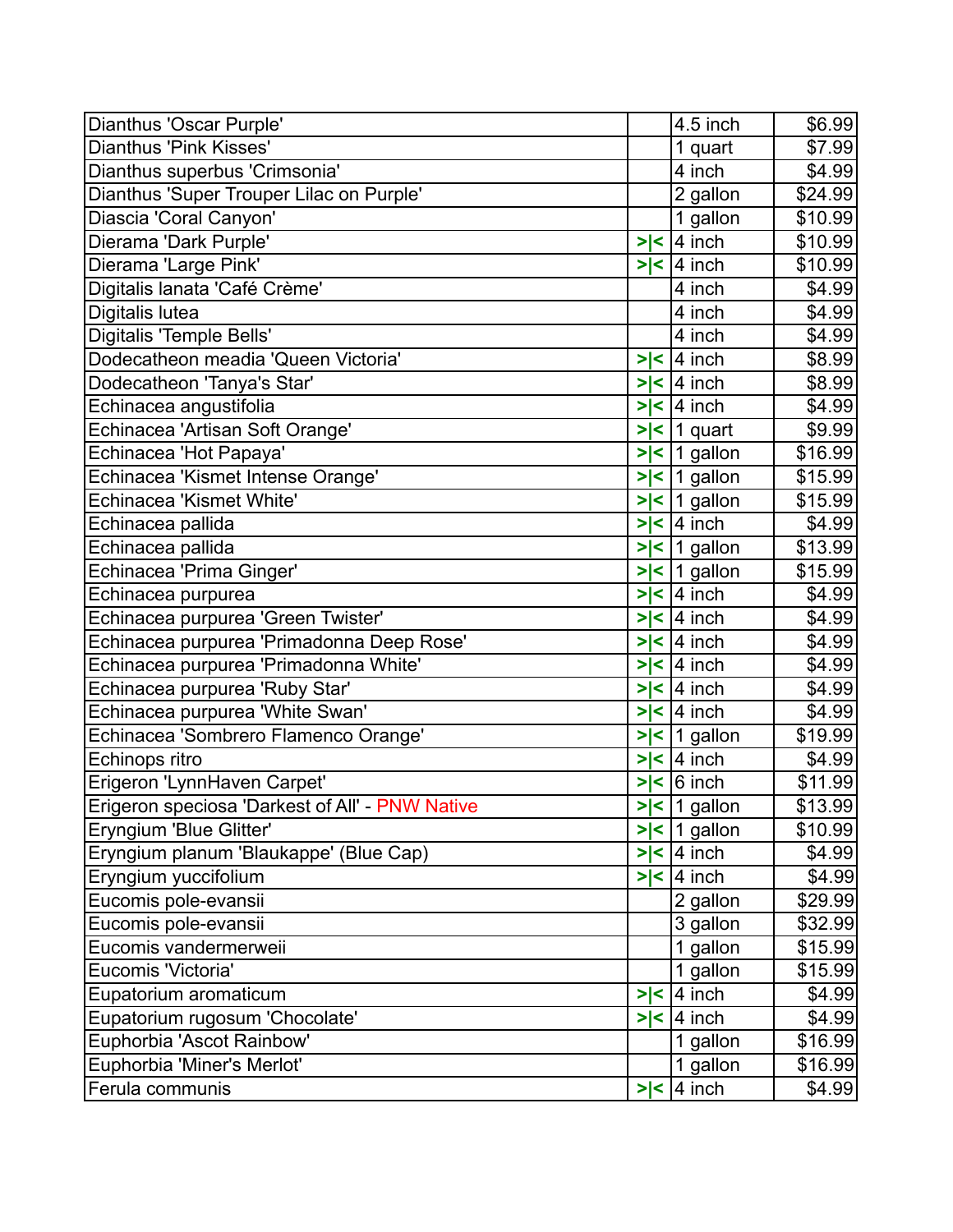| | | | |
|---|---|---|---|
| Dianthus 'Oscar Purple' | | 4.5 inch | $6.99 |
| Dianthus 'Pink Kisses' | | 1 quart | $7.99 |
| Dianthus superbus 'Crimsonia' | | 4 inch | $4.99 |
| Dianthus 'Super Trouper Lilac on Purple' | | 2 gallon | $24.99 |
| Diascia 'Coral Canyon' | | 1 gallon | $10.99 |
| Dierama 'Dark Purple' | >\|< | 4 inch | $10.99 |
| Dierama 'Large Pink' | >\|< | 4 inch | $10.99 |
| Digitalis lanata 'Café Crème' | | 4 inch | $4.99 |
| Digitalis lutea | | 4 inch | $4.99 |
| Digitalis 'Temple Bells' | | 4 inch | $4.99 |
| Dodecatheon meadia 'Queen Victoria' | >\|< | 4 inch | $8.99 |
| Dodecatheon 'Tanya's Star' | >\|< | 4 inch | $8.99 |
| Echinacea angustifolia | >\|< | 4 inch | $4.99 |
| Echinacea 'Artisan Soft Orange' | >\|< | 1 quart | $9.99 |
| Echinacea 'Hot Papaya' | >\|< | 1 gallon | $16.99 |
| Echinacea 'Kismet Intense Orange' | >\|< | 1 gallon | $15.99 |
| Echinacea 'Kismet White' | >\|< | 1 gallon | $15.99 |
| Echinacea pallida | >\|< | 4 inch | $4.99 |
| Echinacea pallida | >\|< | 1 gallon | $13.99 |
| Echinacea 'Prima Ginger' | >\|< | 1 gallon | $15.99 |
| Echinacea purpurea | >\|< | 4 inch | $4.99 |
| Echinacea purpurea 'Green Twister' | >\|< | 4 inch | $4.99 |
| Echinacea purpurea 'Primadonna Deep Rose' | >\|< | 4 inch | $4.99 |
| Echinacea purpurea 'Primadonna White' | >\|< | 4 inch | $4.99 |
| Echinacea purpurea 'Ruby Star' | >\|< | 4 inch | $4.99 |
| Echinacea purpurea 'White Swan' | >\|< | 4 inch | $4.99 |
| Echinacea 'Sombrero Flamenco Orange' | >\|< | 1 gallon | $19.99 |
| Echinops ritro | >\|< | 4 inch | $4.99 |
| Erigeron 'LynnHaven Carpet' | >\|< | 6 inch | $11.99 |
| Erigeron speciosa 'Darkest of All' - PNW Native | >\|< | 1 gallon | $13.99 |
| Eryngium 'Blue Glitter' | >\|< | 1 gallon | $10.99 |
| Eryngium planum 'Blaukappe' (Blue Cap) | >\|< | 4 inch | $4.99 |
| Eryngium yuccifolium | >\|< | 4 inch | $4.99 |
| Eucomis pole-evansii | | 2 gallon | $29.99 |
| Eucomis pole-evansii | | 3 gallon | $32.99 |
| Eucomis vandermerweii | | 1 gallon | $15.99 |
| Eucomis 'Victoria' | | 1 gallon | $15.99 |
| Eupatorium aromaticum | >\|< | 4 inch | $4.99 |
| Eupatorium rugosum 'Chocolate' | >\|< | 4 inch | $4.99 |
| Euphorbia 'Ascot Rainbow' | | 1 gallon | $16.99 |
| Euphorbia 'Miner's Merlot' | | 1 gallon | $16.99 |
| Ferula communis | >\|< | 4 inch | $4.99 |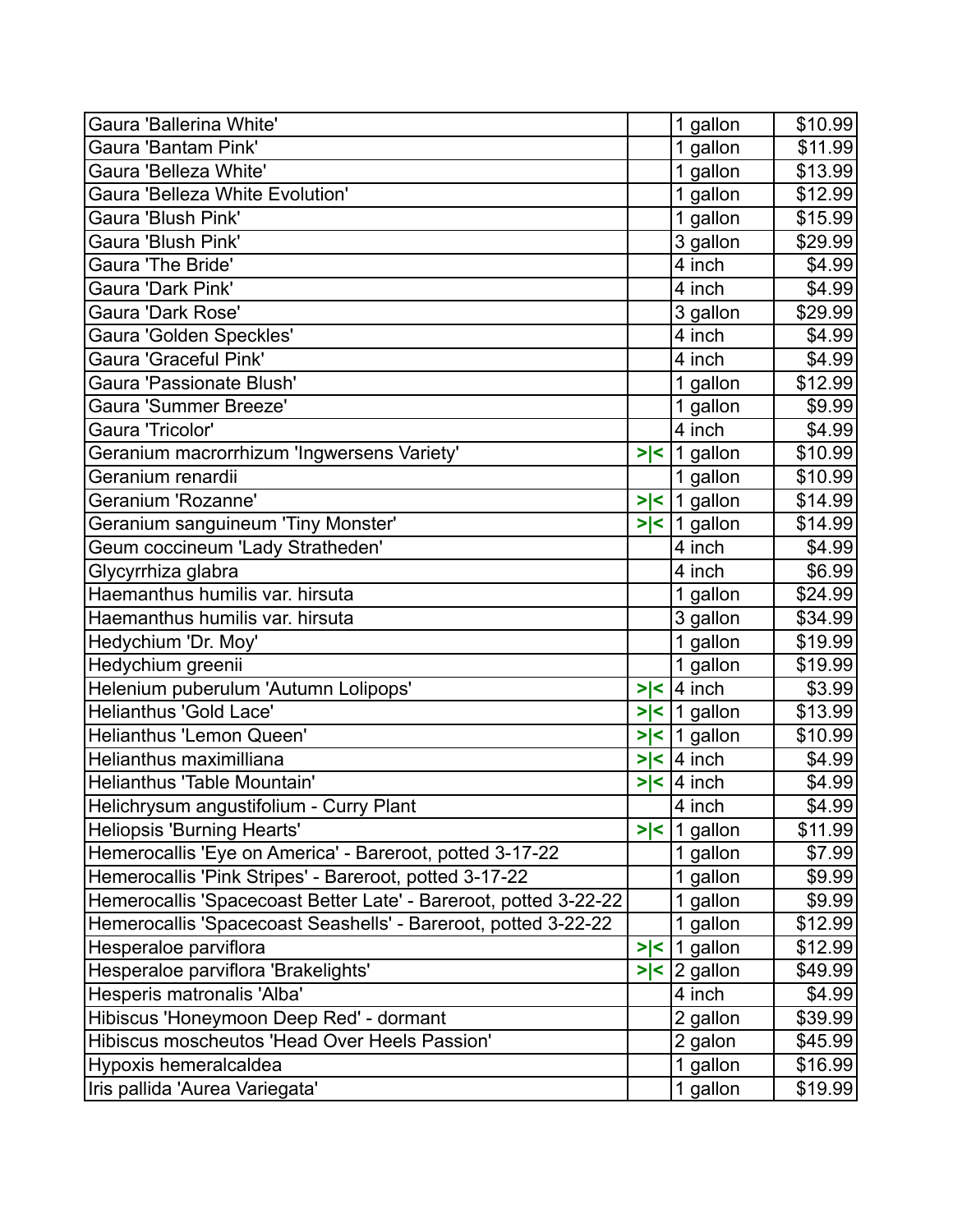| | | | |
|---|---|---|---|
| Gaura 'Ballerina White' | | 1 gallon | $10.99 |
| Gaura 'Bantam Pink' | | 1 gallon | $11.99 |
| Gaura 'Belleza White' | | 1 gallon | $13.99 |
| Gaura 'Belleza White Evolution' | | 1 gallon | $12.99 |
| Gaura 'Blush Pink' | | 1 gallon | $15.99 |
| Gaura 'Blush Pink' | | 3 gallon | $29.99 |
| Gaura 'The Bride' | | 4 inch | $4.99 |
| Gaura 'Dark Pink' | | 4 inch | $4.99 |
| Gaura 'Dark Rose' | | 3 gallon | $29.99 |
| Gaura 'Golden Speckles' | | 4 inch | $4.99 |
| Gaura 'Graceful Pink' | | 4 inch | $4.99 |
| Gaura 'Passionate Blush' | | 1 gallon | $12.99 |
| Gaura 'Summer Breeze' | | 1 gallon | $9.99 |
| Gaura 'Tricolor' | | 4 inch | $4.99 |
| Geranium macrorrhizum 'Ingwersens Variety' | >\|< | 1 gallon | $10.99 |
| Geranium renardii | | 1 gallon | $10.99 |
| Geranium 'Rozanne' | >\|< | 1 gallon | $14.99 |
| Geranium sanguineum 'Tiny Monster' | >\|< | 1 gallon | $14.99 |
| Geum coccineum 'Lady Stratheden' | | 4 inch | $4.99 |
| Glycyrrhiza glabra | | 4 inch | $6.99 |
| Haemanthus humilis var. hirsuta | | 1 gallon | $24.99 |
| Haemanthus humilis var. hirsuta | | 3 gallon | $34.99 |
| Hedychium 'Dr. Moy' | | 1 gallon | $19.99 |
| Hedychium greenii | | 1 gallon | $19.99 |
| Helenium puberulum 'Autumn Lolipops' | >\|< | 4 inch | $3.99 |
| Helianthus 'Gold Lace' | >\|< | 1 gallon | $13.99 |
| Helianthus 'Lemon Queen' | >\|< | 1 gallon | $10.99 |
| Helianthus maximilliana | >\|< | 4 inch | $4.99 |
| Helianthus 'Table Mountain' | >\|< | 4 inch | $4.99 |
| Helichrysum angustifolium - Curry Plant | | 4 inch | $4.99 |
| Heliopsis 'Burning Hearts' | >\|< | 1 gallon | $11.99 |
| Hemerocallis 'Eye on America' - Bareroot, potted 3-17-22 | | 1 gallon | $7.99 |
| Hemerocallis 'Pink Stripes' - Bareroot, potted 3-17-22 | | 1 gallon | $9.99 |
| Hemerocallis 'Spacecoast Better Late' - Bareroot, potted 3-22-22 | | 1 gallon | $9.99 |
| Hemerocallis 'Spacecoast Seashells' - Bareroot, potted 3-22-22 | | 1 gallon | $12.99 |
| Hesperaloe parviflora | >\|< | 1 gallon | $12.99 |
| Hesperaloe parviflora 'Brakelights' | >\|< | 2 gallon | $49.99 |
| Hesperis matronalis 'Alba' | | 4 inch | $4.99 |
| Hibiscus 'Honeymoon Deep Red' - dormant | | 2 gallon | $39.99 |
| Hibiscus moscheutos 'Head Over Heels Passion' | | 2 galon | $45.99 |
| Hypoxis hemeralcaldea | | 1 gallon | $16.99 |
| Iris pallida 'Aurea Variegata' | | 1 gallon | $19.99 |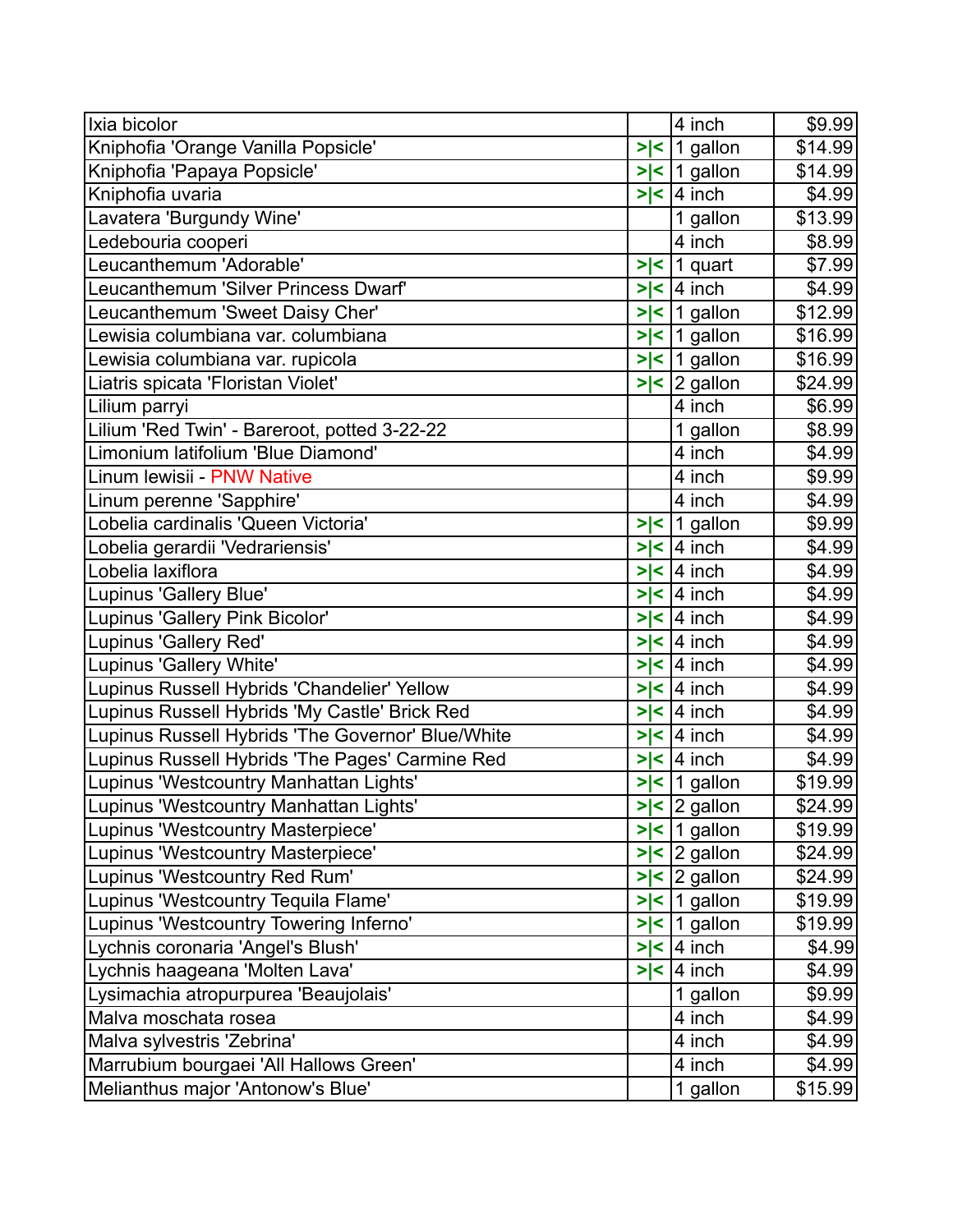| Ixia bicolor | | 4 inch | $9.99 |
|---|---|---|---|
| Kniphofia 'Orange Vanilla Popsicle' | >\|< | 1 gallon | $14.99 |
| Kniphofia 'Papaya Popsicle' | >\|< | 1 gallon | $14.99 |
| Kniphofia uvaria | >\|< | 4 inch | $4.99 |
| Lavatera 'Burgundy Wine' | | 1 gallon | $13.99 |
| Ledebouria cooperi | | 4 inch | $8.99 |
| Leucanthemum 'Adorable' | >\|< | 1 quart | $7.99 |
| Leucanthemum 'Silver Princess Dwarf' | >\|< | 4 inch | $4.99 |
| Leucanthemum 'Sweet Daisy Cher' | >\|< | 1 gallon | $12.99 |
| Lewisia columbiana var. columbiana | >\|< | 1 gallon | $16.99 |
| Lewisia columbiana var. rupicola | >\|< | 1 gallon | $16.99 |
| Liatris spicata 'Floristan Violet' | >\|< | 2 gallon | $24.99 |
| Lilium parryi | | 4 inch | $6.99 |
| Lilium 'Red Twin' - Bareroot, potted 3-22-22 | | 1 gallon | $8.99 |
| Limonium latifolium 'Blue Diamond' | | 4 inch | $4.99 |
| Linum lewisii - PNW Native | | 4 inch | $9.99 |
| Linum perenne 'Sapphire' | | 4 inch | $4.99 |
| Lobelia cardinalis 'Queen Victoria' | >\|< | 1 gallon | $9.99 |
| Lobelia gerardii 'Vedrariensis' | >\|< | 4 inch | $4.99 |
| Lobelia laxiflora | >\|< | 4 inch | $4.99 |
| Lupinus 'Gallery Blue' | >\|< | 4 inch | $4.99 |
| Lupinus 'Gallery Pink Bicolor' | >\|< | 4 inch | $4.99 |
| Lupinus 'Gallery Red' | >\|< | 4 inch | $4.99 |
| Lupinus 'Gallery White' | >\|< | 4 inch | $4.99 |
| Lupinus Russell Hybrids 'Chandelier' Yellow | >\|< | 4 inch | $4.99 |
| Lupinus Russell Hybrids 'My Castle' Brick Red | >\|< | 4 inch | $4.99 |
| Lupinus Russell Hybrids 'The Governor' Blue/White | >\|< | 4 inch | $4.99 |
| Lupinus Russell Hybrids 'The Pages' Carmine Red | >\|< | 4 inch | $4.99 |
| Lupinus 'Westcountry Manhattan Lights' | >\|< | 1 gallon | $19.99 |
| Lupinus 'Westcountry Manhattan Lights' | >\|< | 2 gallon | $24.99 |
| Lupinus 'Westcountry Masterpiece' | >\|< | 1 gallon | $19.99 |
| Lupinus 'Westcountry Masterpiece' | >\|< | 2 gallon | $24.99 |
| Lupinus 'Westcountry Red Rum' | >\|< | 2 gallon | $24.99 |
| Lupinus 'Westcountry Tequila Flame' | >\|< | 1 gallon | $19.99 |
| Lupinus 'Westcountry Towering Inferno' | >\|< | 1 gallon | $19.99 |
| Lychnis coronaria 'Angel's Blush' | >\|< | 4 inch | $4.99 |
| Lychnis haageana 'Molten Lava' | >\|< | 4 inch | $4.99 |
| Lysimachia atropurpurea 'Beaujolais' | | 1 gallon | $9.99 |
| Malva moschata rosea | | 4 inch | $4.99 |
| Malva sylvestris 'Zebrina' | | 4 inch | $4.99 |
| Marrubium bourgaei 'All Hallows Green' | | 4 inch | $4.99 |
| Melianthus major 'Antonow's Blue' | | 1 gallon | $15.99 |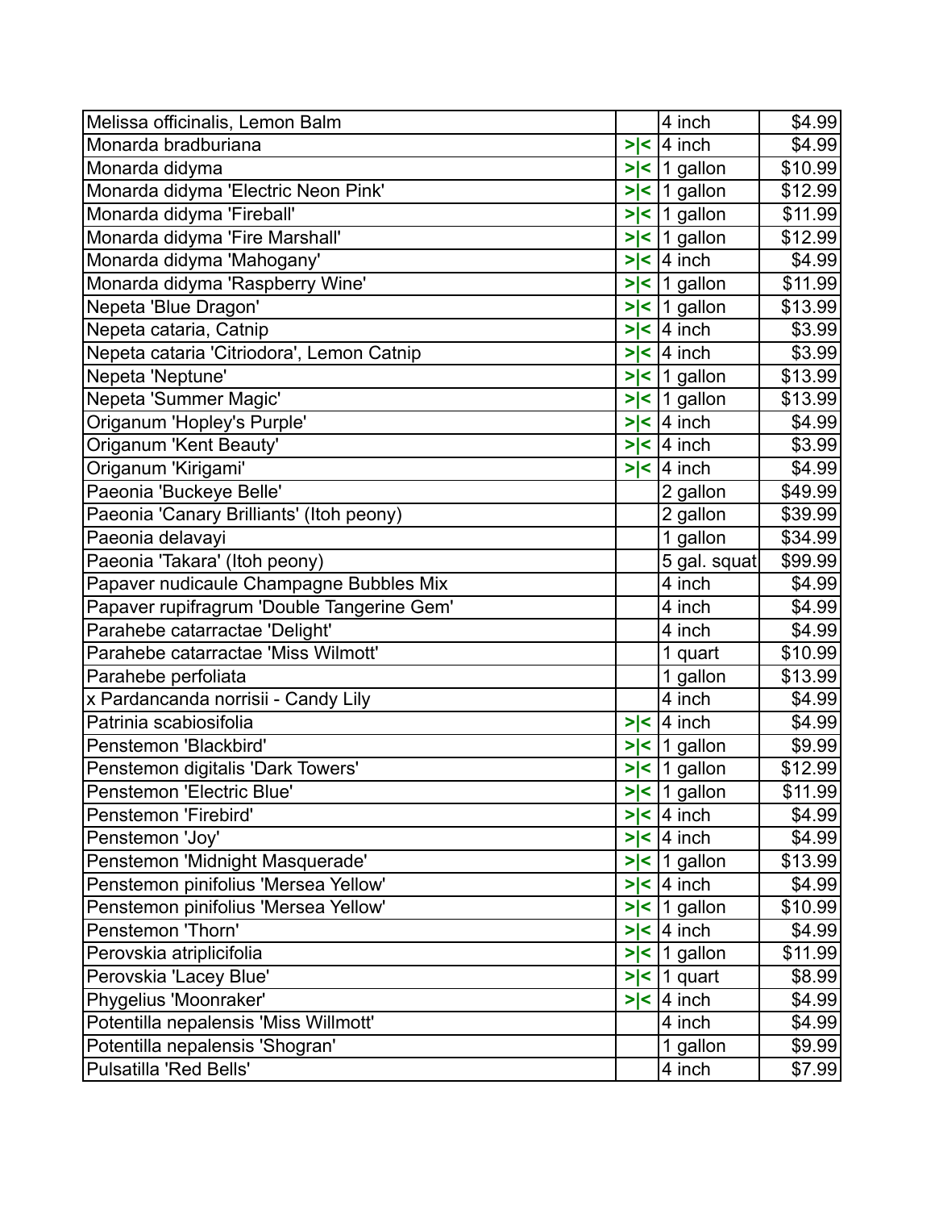| Melissa officinalis, Lemon Balm | | 4 inch | $4.99 |
|---|---|---|---|
| Monarda bradburiana | >\|< | 4 inch | $4.99 |
| Monarda didyma | >\|< | 1 gallon | $10.99 |
| Monarda didyma 'Electric Neon Pink' | >\|< | 1 gallon | $12.99 |
| Monarda didyma 'Fireball' | >\|< | 1 gallon | $11.99 |
| Monarda didyma 'Fire Marshall' | >\|< | 1 gallon | $12.99 |
| Monarda didyma 'Mahogany' | >\|< | 4 inch | $4.99 |
| Monarda didyma 'Raspberry Wine' | >\|< | 1 gallon | $11.99 |
| Nepeta 'Blue Dragon' | >\|< | 1 gallon | $13.99 |
| Nepeta cataria, Catnip | >\|< | 4 inch | $3.99 |
| Nepeta cataria 'Citriodora', Lemon Catnip | >\|< | 4 inch | $3.99 |
| Nepeta 'Neptune' | >\|< | 1 gallon | $13.99 |
| Nepeta 'Summer Magic' | >\|< | 1 gallon | $13.99 |
| Origanum 'Hopley's Purple' | >\|< | 4 inch | $4.99 |
| Origanum 'Kent Beauty' | >\|< | 4 inch | $3.99 |
| Origanum 'Kirigami' | >\|< | 4 inch | $4.99 |
| Paeonia 'Buckeye Belle' | | 2 gallon | $49.99 |
| Paeonia 'Canary Brilliants' (Itoh peony) | | 2 gallon | $39.99 |
| Paeonia delavayi | | 1 gallon | $34.99 |
| Paeonia 'Takara' (Itoh peony) | | 5 gal. squat | $99.99 |
| Papaver nudicaule Champagne Bubbles Mix | | 4 inch | $4.99 |
| Papaver rupifragrum 'Double Tangerine Gem' | | 4 inch | $4.99 |
| Parahebe catarractae 'Delight' | | 4 inch | $4.99 |
| Parahebe catarractae 'Miss Wilmott' | | 1 quart | $10.99 |
| Parahebe perfoliata | | 1 gallon | $13.99 |
| x Pardancanda norrisii - Candy Lily | | 4 inch | $4.99 |
| Patrinia scabiosifolia | >\|< | 4 inch | $4.99 |
| Penstemon 'Blackbird' | >\|< | 1 gallon | $9.99 |
| Penstemon digitalis 'Dark Towers' | >\|< | 1 gallon | $12.99 |
| Penstemon 'Electric Blue' | >\|< | 1 gallon | $11.99 |
| Penstemon 'Firebird' | >\|< | 4 inch | $4.99 |
| Penstemon 'Joy' | >\|< | 4 inch | $4.99 |
| Penstemon 'Midnight Masquerade' | >\|< | 1 gallon | $13.99 |
| Penstemon pinifolius 'Mersea Yellow' | >\|< | 4 inch | $4.99 |
| Penstemon pinifolius 'Mersea Yellow' | >\|< | 1 gallon | $10.99 |
| Penstemon 'Thorn' | >\|< | 4 inch | $4.99 |
| Perovskia atriplicifolia | >\|< | 1 gallon | $11.99 |
| Perovskia 'Lacey Blue' | >\|< | 1 quart | $8.99 |
| Phygelius 'Moonraker' | >\|< | 4 inch | $4.99 |
| Potentilla nepalensis 'Miss Willmott' | | 4 inch | $4.99 |
| Potentilla nepalensis 'Shogran' | | 1 gallon | $9.99 |
| Pulsatilla 'Red Bells' | | 4 inch | $7.99 |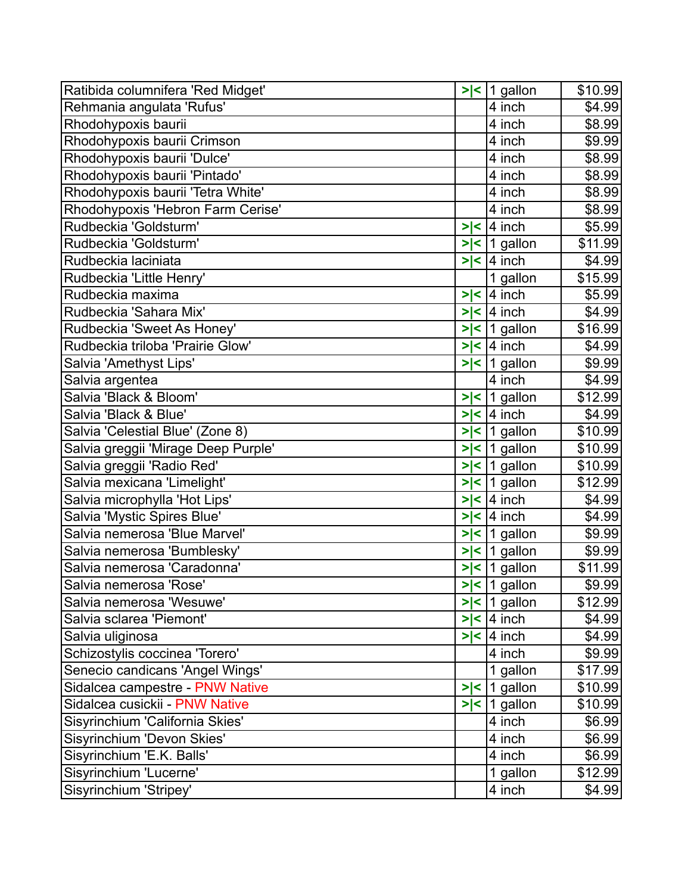| | | | |
|---|---|---|---|
| Ratibida columnifera 'Red Midget' | >\|< | 1 gallon | $10.99 |
| Rehmania angulata 'Rufus' | | 4 inch | $4.99 |
| Rhodohypoxis baurii | | 4 inch | $8.99 |
| Rhodohypoxis baurii Crimson | | 4 inch | $9.99 |
| Rhodohypoxis baurii 'Dulce' | | 4 inch | $8.99 |
| Rhodohypoxis baurii 'Pintado' | | 4 inch | $8.99 |
| Rhodohypoxis baurii 'Tetra White' | | 4 inch | $8.99 |
| Rhodohypoxis 'Hebron Farm Cerise' | | 4 inch | $8.99 |
| Rudbeckia 'Goldsturm' | >\|< | 4 inch | $5.99 |
| Rudbeckia 'Goldsturm' | >\|< | 1 gallon | $11.99 |
| Rudbeckia laciniata | >\|< | 4 inch | $4.99 |
| Rudbeckia 'Little Henry' | | 1 gallon | $15.99 |
| Rudbeckia maxima | >\|< | 4 inch | $5.99 |
| Rudbeckia 'Sahara Mix' | >\|< | 4 inch | $4.99 |
| Rudbeckia 'Sweet As Honey' | >\|< | 1 gallon | $16.99 |
| Rudbeckia triloba 'Prairie Glow' | >\|< | 4 inch | $4.99 |
| Salvia 'Amethyst Lips' | >\|< | 1 gallon | $9.99 |
| Salvia argentea | | 4 inch | $4.99 |
| Salvia 'Black & Bloom' | >\|< | 1 gallon | $12.99 |
| Salvia 'Black & Blue' | >\|< | 4 inch | $4.99 |
| Salvia 'Celestial Blue' (Zone 8) | >\|< | 1 gallon | $10.99 |
| Salvia greggii 'Mirage Deep Purple' | >\|< | 1 gallon | $10.99 |
| Salvia greggii 'Radio Red' | >\|< | 1 gallon | $10.99 |
| Salvia mexicana 'Limelight' | >\|< | 1 gallon | $12.99 |
| Salvia microphylla 'Hot Lips' | >\|< | 4 inch | $4.99 |
| Salvia 'Mystic Spires Blue' | >\|< | 4 inch | $4.99 |
| Salvia nemerosa 'Blue Marvel' | >\|< | 1 gallon | $9.99 |
| Salvia nemerosa 'Bumblesky' | >\|< | 1 gallon | $9.99 |
| Salvia nemerosa 'Caradonna' | >\|< | 1 gallon | $11.99 |
| Salvia nemerosa 'Rose' | >\|< | 1 gallon | $9.99 |
| Salvia nemerosa 'Wesuwe' | >\|< | 1 gallon | $12.99 |
| Salvia sclarea 'Piemont' | >\|< | 4 inch | $4.99 |
| Salvia uliginosa | >\|< | 4 inch | $4.99 |
| Schizostylis coccinea 'Torero' | | 4 inch | $9.99 |
| Senecio candicans 'Angel Wings' | | 1 gallon | $17.99 |
| Sidalcea campestre - PNW Native | >\|< | 1 gallon | $10.99 |
| Sidalcea cusickii - PNW Native | >\|< | 1 gallon | $10.99 |
| Sisyrinchium 'California Skies' | | 4 inch | $6.99 |
| Sisyrinchium 'Devon Skies' | | 4 inch | $6.99 |
| Sisyrinchium 'E.K. Balls' | | 4 inch | $6.99 |
| Sisyrinchium 'Lucerne' | | 1 gallon | $12.99 |
| Sisyrinchium 'Stripey' | | 4 inch | $4.99 |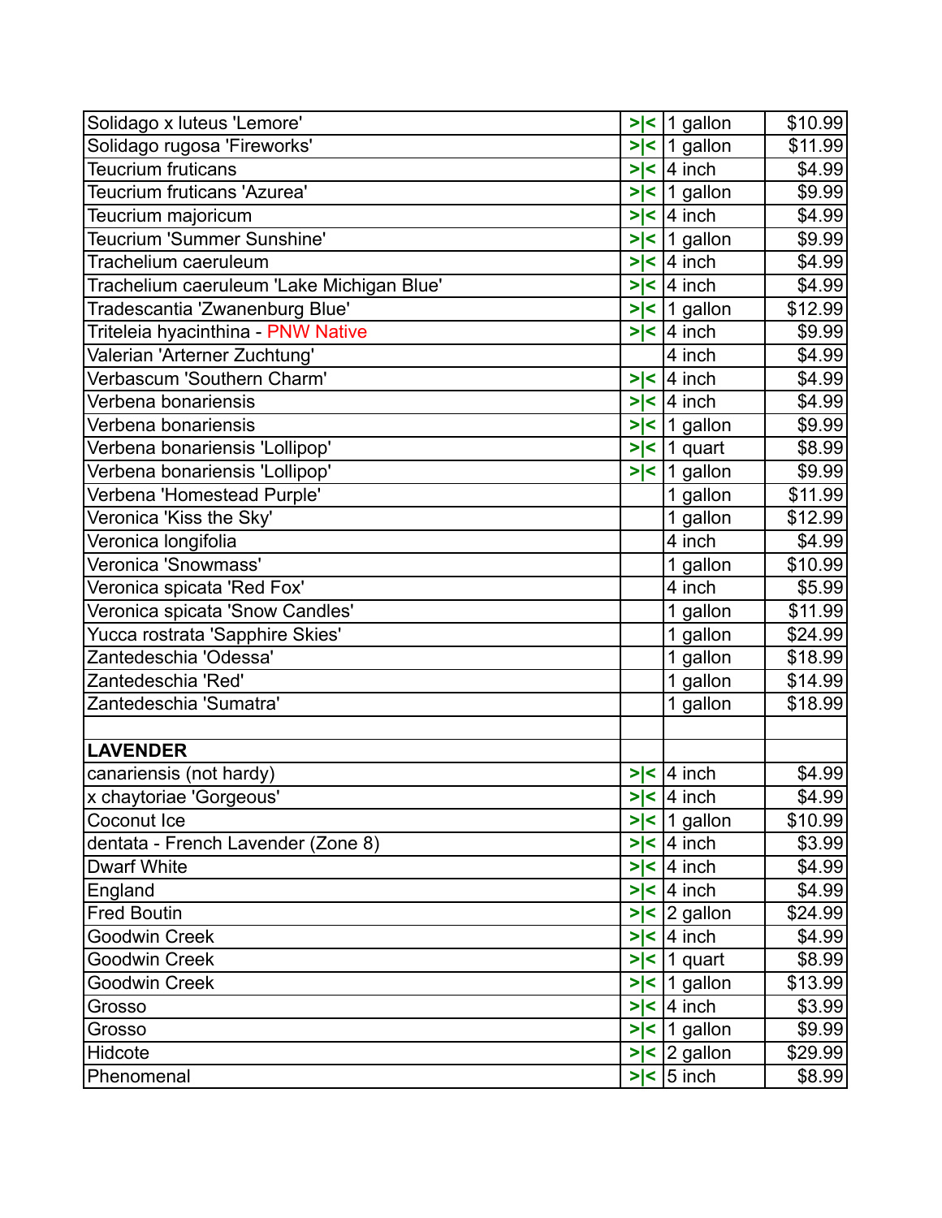| | | | |
|---|---|---|---|
| Solidago x luteus 'Lemore' | >\|< | 1 gallon | $10.99 |
| Solidago rugosa 'Fireworks' | >\|< | 1 gallon | $11.99 |
| Teucrium fruticans | >\|< | 4 inch | $4.99 |
| Teucrium fruticans 'Azurea' | >\|< | 1 gallon | $9.99 |
| Teucrium majoricum | >\|< | 4 inch | $4.99 |
| Teucrium 'Summer Sunshine' | >\|< | 1 gallon | $9.99 |
| Trachelium caeruleum | >\|< | 4 inch | $4.99 |
| Trachelium caeruleum 'Lake Michigan Blue' | >\|< | 4 inch | $4.99 |
| Tradescantia 'Zwanenburg Blue' | >\|< | 1 gallon | $12.99 |
| Triteleia hyacinthina - PNW Native | >\|< | 4 inch | $9.99 |
| Valerian 'Arterner Zuchtung' | | 4 inch | $4.99 |
| Verbascum 'Southern Charm' | >\|< | 4 inch | $4.99 |
| Verbena bonariensis | >\|< | 4 inch | $4.99 |
| Verbena bonariensis | >\|< | 1 gallon | $9.99 |
| Verbena bonariensis 'Lollipop' | >\|< | 1 quart | $8.99 |
| Verbena bonariensis 'Lollipop' | >\|< | 1 gallon | $9.99 |
| Verbena 'Homestead Purple' | | 1 gallon | $11.99 |
| Veronica 'Kiss the Sky' | | 1 gallon | $12.99 |
| Veronica longifolia | | 4 inch | $4.99 |
| Veronica 'Snowmass' | | 1 gallon | $10.99 |
| Veronica spicata 'Red Fox' | | 4 inch | $5.99 |
| Veronica spicata 'Snow Candles' | | 1 gallon | $11.99 |
| Yucca rostrata 'Sapphire Skies' | | 1 gallon | $24.99 |
| Zantedeschia 'Odessa' | | 1 gallon | $18.99 |
| Zantedeschia 'Red' | | 1 gallon | $14.99 |
| Zantedeschia 'Sumatra' | | 1 gallon | $18.99 |
| | | | |
| **LAVENDER** | | | |
| canariensis (not hardy) | >\|< | 4 inch | $4.99 |
| x chaytoriae 'Gorgeous' | >\|< | 4 inch | $4.99 |
| Coconut Ice | >\|< | 1 gallon | $10.99 |
| dentata - French Lavender (Zone 8) | >\|< | 4 inch | $3.99 |
| Dwarf White | >\|< | 4 inch | $4.99 |
| England | >\|< | 4 inch | $4.99 |
| Fred Boutin | >\|< | 2 gallon | $24.99 |
| Goodwin Creek | >\|< | 4 inch | $4.99 |
| Goodwin Creek | >\|< | 1 quart | $8.99 |
| Goodwin Creek | >\|< | 1 gallon | $13.99 |
| Grosso | >\|< | 4 inch | $3.99 |
| Grosso | >\|< | 1 gallon | $9.99 |
| Hidcote | >\|< | 2 gallon | $29.99 |
| Phenomenal | >\|< | 5 inch | $8.99 |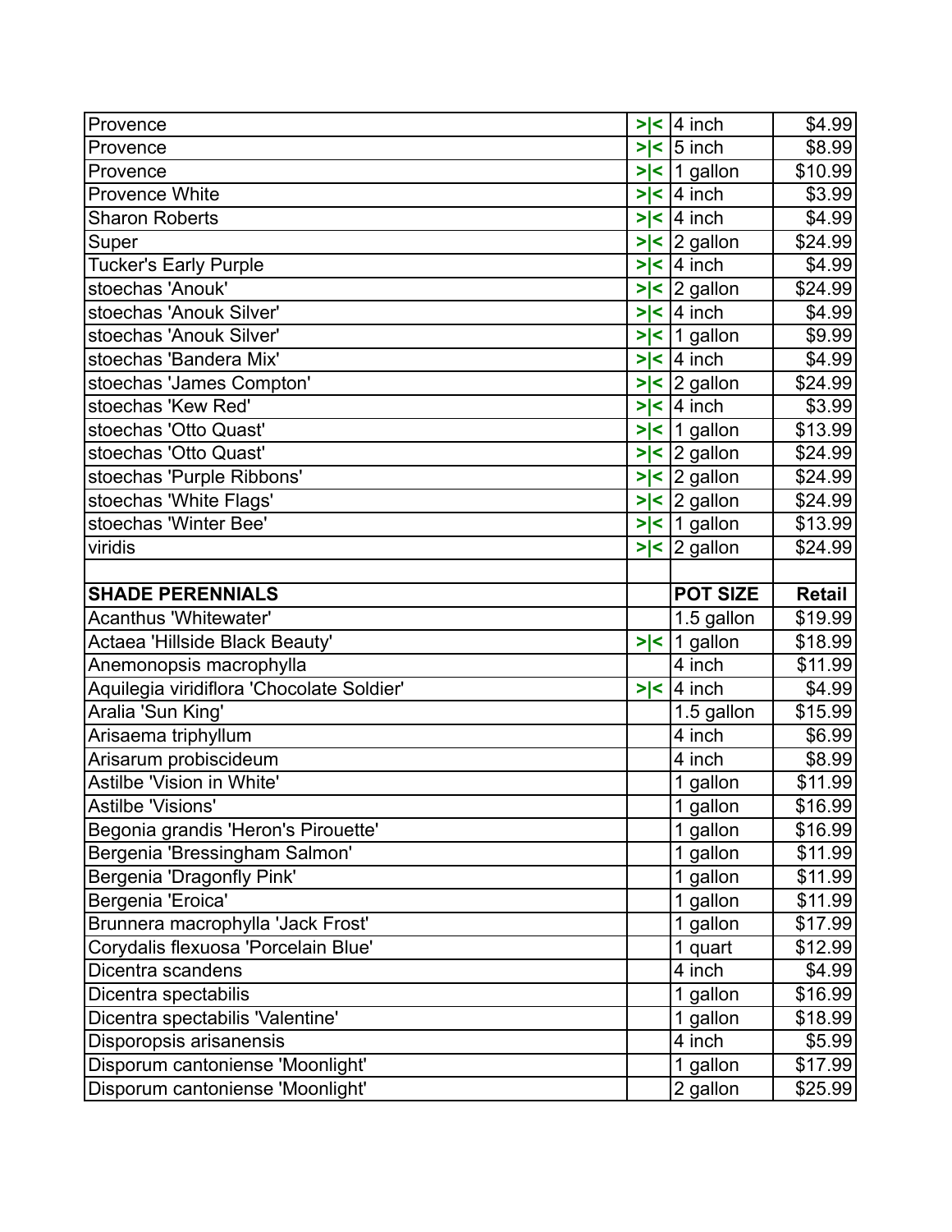| | | | |
|---|---|---|---|
| Provence | >\|< | 4 inch | $4.99 |
| Provence | >\|< | 5 inch | $8.99 |
| Provence | >\|< | 1 gallon | $10.99 |
| Provence White | >\|< | 4 inch | $3.99 |
| Sharon Roberts | >\|< | 4 inch | $4.99 |
| Super | >\|< | 2 gallon | $24.99 |
| Tucker's Early Purple | >\|< | 4 inch | $4.99 |
| stoechas 'Anouk' | >\|< | 2 gallon | $24.99 |
| stoechas 'Anouk Silver' | >\|< | 4 inch | $4.99 |
| stoechas 'Anouk Silver' | >\|< | 1 gallon | $9.99 |
| stoechas 'Bandera Mix' | >\|< | 4 inch | $4.99 |
| stoechas 'James Compton' | >\|< | 2 gallon | $24.99 |
| stoechas 'Kew Red' | >\|< | 4 inch | $3.99 |
| stoechas 'Otto Quast' | >\|< | 1 gallon | $13.99 |
| stoechas 'Otto Quast' | >\|< | 2 gallon | $24.99 |
| stoechas 'Purple Ribbons' | >\|< | 2 gallon | $24.99 |
| stoechas 'White Flags' | >\|< | 2 gallon | $24.99 |
| stoechas 'Winter Bee' | >\|< | 1 gallon | $13.99 |
| viridis | >\|< | 2 gallon | $24.99 |
| | | | |
| **SHADE PERENNIALS** | | **POT SIZE** | **Retail** |
| Acanthus 'Whitewater' | | 1.5 gallon | $19.99 |
| Actaea 'Hillside Black Beauty' | >\|< | 1 gallon | $18.99 |
| Anemonopsis macrophylla | | 4 inch | $11.99 |
| Aquilegia viridiflora 'Chocolate Soldier' | >\|< | 4 inch | $4.99 |
| Aralia 'Sun King' | | 1.5 gallon | $15.99 |
| Arisaema triphyllum | | 4 inch | $6.99 |
| Arisarum probiscideum | | 4 inch | $8.99 |
| Astilbe 'Vision in White' | | 1 gallon | $11.99 |
| Astilbe 'Visions' | | 1 gallon | $16.99 |
| Begonia grandis 'Heron's Pirouette' | | 1 gallon | $16.99 |
| Bergenia 'Bressingham Salmon' | | 1 gallon | $11.99 |
| Bergenia 'Dragonfly Pink' | | 1 gallon | $11.99 |
| Bergenia 'Eroica' | | 1 gallon | $11.99 |
| Brunnera macrophylla 'Jack Frost' | | 1 gallon | $17.99 |
| Corydalis flexuosa 'Porcelain Blue' | | 1 quart | $12.99 |
| Dicentra scandens | | 4 inch | $4.99 |
| Dicentra spectabilis | | 1 gallon | $16.99 |
| Dicentra spectabilis 'Valentine' | | 1 gallon | $18.99 |
| Disporopsis arisanensis | | 4 inch | $5.99 |
| Disporum cantoniense 'Moonlight' | | 1 gallon | $17.99 |
| Disporum cantoniense 'Moonlight' | | 2 gallon | $25.99 |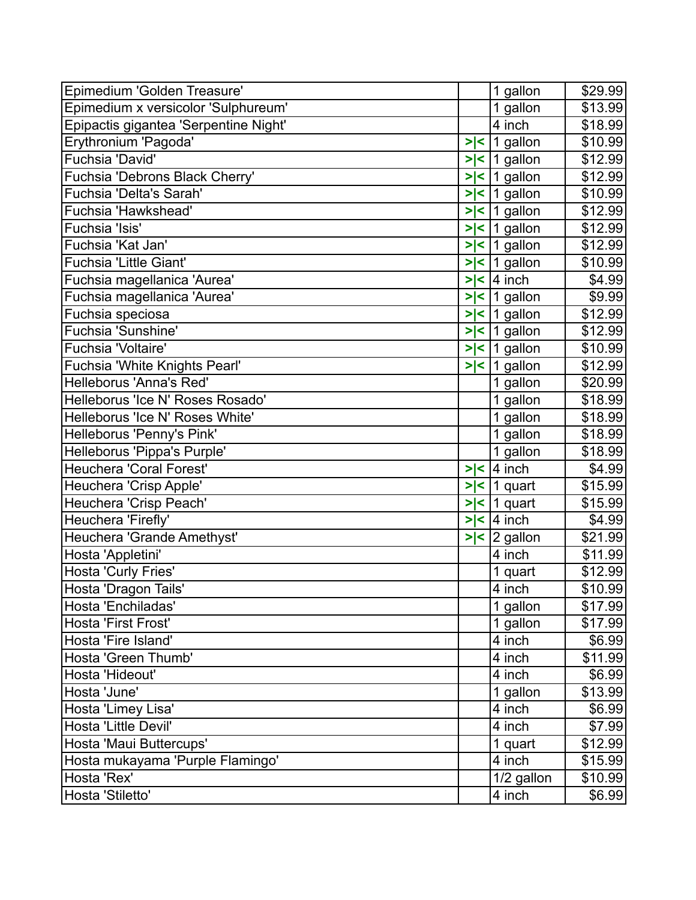| | | | |
|---|---|---|---|
| Epimedium 'Golden Treasure' | | 1 gallon | $29.99 |
| Epimedium x versicolor 'Sulphureum' | | 1 gallon | $13.99 |
| Epipactis gigantea 'Serpentine Night' | | 4 inch | $18.99 |
| Erythronium 'Pagoda' | >\|< | 1 gallon | $10.99 |
| Fuchsia 'David' | >\|< | 1 gallon | $12.99 |
| Fuchsia 'Debrons Black Cherry' | >\|< | 1 gallon | $12.99 |
| Fuchsia 'Delta's Sarah' | >\|< | 1 gallon | $10.99 |
| Fuchsia 'Hawkshead' | >\|< | 1 gallon | $12.99 |
| Fuchsia 'Isis' | >\|< | 1 gallon | $12.99 |
| Fuchsia 'Kat Jan' | >\|< | 1 gallon | $12.99 |
| Fuchsia 'Little Giant' | >\|< | 1 gallon | $10.99 |
| Fuchsia magellanica 'Aurea' | >\|< | 4 inch | $4.99 |
| Fuchsia magellanica 'Aurea' | >\|< | 1 gallon | $9.99 |
| Fuchsia speciosa | >\|< | 1 gallon | $12.99 |
| Fuchsia 'Sunshine' | >\|< | 1 gallon | $12.99 |
| Fuchsia 'Voltaire' | >\|< | 1 gallon | $10.99 |
| Fuchsia 'White Knights Pearl' | >\|< | 1 gallon | $12.99 |
| Helleborus 'Anna's Red' | | 1 gallon | $20.99 |
| Helleborus 'Ice N' Roses Rosado' | | 1 gallon | $18.99 |
| Helleborus 'Ice N' Roses White' | | 1 gallon | $18.99 |
| Helleborus 'Penny's Pink' | | 1 gallon | $18.99 |
| Helleborus 'Pippa's Purple' | | 1 gallon | $18.99 |
| Heuchera 'Coral Forest' | >\|< | 4 inch | $4.99 |
| Heuchera 'Crisp Apple' | >\|< | 1 quart | $15.99 |
| Heuchera 'Crisp Peach' | >\|< | 1 quart | $15.99 |
| Heuchera 'Firefly' | >\|< | 4 inch | $4.99 |
| Heuchera 'Grande Amethyst' | >\|< | 2 gallon | $21.99 |
| Hosta 'Appletini' | | 4 inch | $11.99 |
| Hosta 'Curly Fries' | | 1 quart | $12.99 |
| Hosta 'Dragon Tails' | | 4 inch | $10.99 |
| Hosta 'Enchiladas' | | 1 gallon | $17.99 |
| Hosta 'First Frost' | | 1 gallon | $17.99 |
| Hosta 'Fire Island' | | 4 inch | $6.99 |
| Hosta 'Green Thumb' | | 4 inch | $11.99 |
| Hosta 'Hideout' | | 4 inch | $6.99 |
| Hosta 'June' | | 1 gallon | $13.99 |
| Hosta 'Limey Lisa' | | 4 inch | $6.99 |
| Hosta 'Little Devil' | | 4 inch | $7.99 |
| Hosta 'Maui Buttercups' | | 1 quart | $12.99 |
| Hosta mukayama 'Purple Flamingo' | | 4 inch | $15.99 |
| Hosta 'Rex' | | 1/2 gallon | $10.99 |
| Hosta 'Stiletto' | | 4 inch | $6.99 |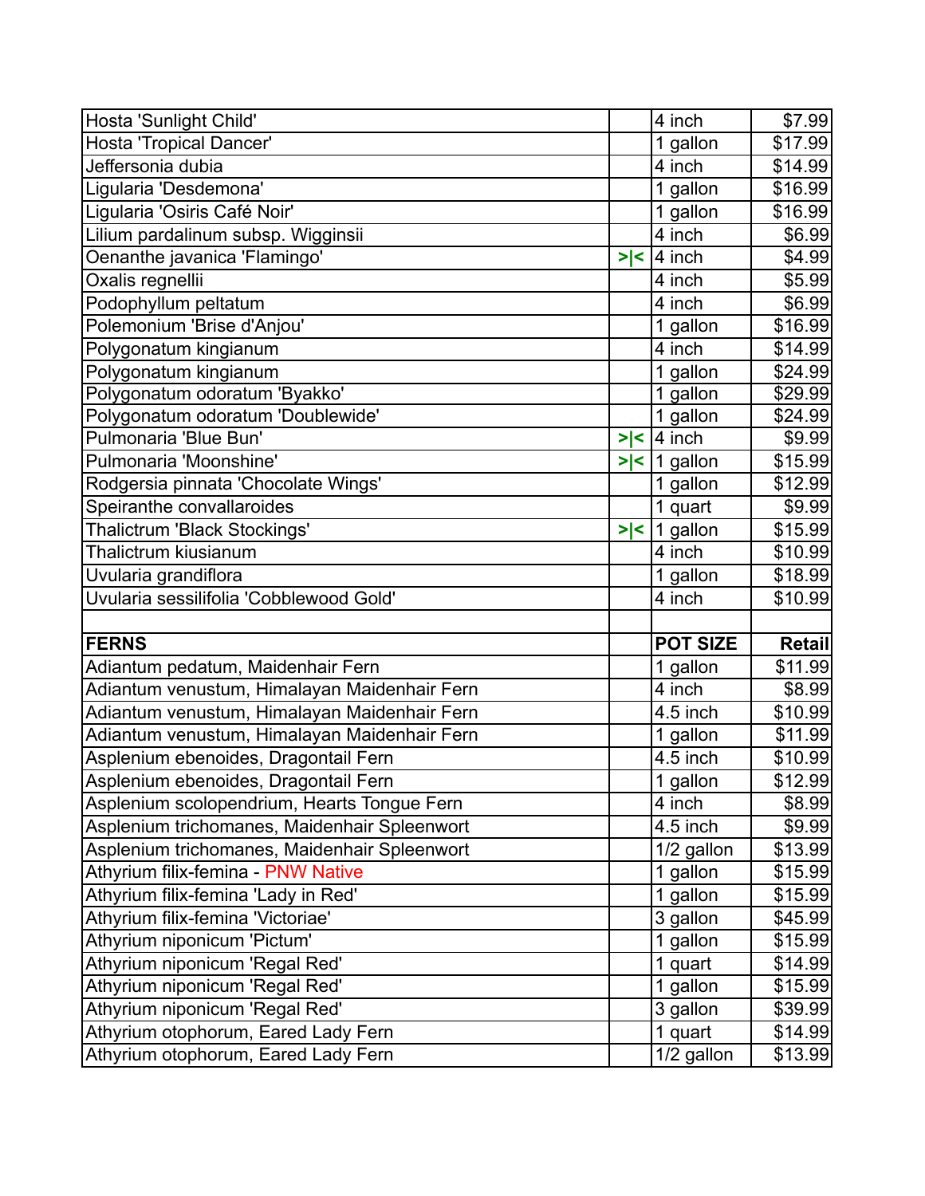| | | | |
|---|---|---|---|
| Hosta 'Sunlight Child' | | 4 inch | $7.99 |
| Hosta 'Tropical Dancer' | | 1 gallon | $17.99 |
| Jeffersonia dubia | | 4 inch | $14.99 |
| Ligularia 'Desdemona' | | 1 gallon | $16.99 |
| Ligularia 'Osiris Café Noir' | | 1 gallon | $16.99 |
| Lilium pardalinum subsp. Wigginsii | | 4 inch | $6.99 |
| Oenanthe javanica 'Flamingo' | >\|< | 4 inch | $4.99 |
| Oxalis regnellii | | 4 inch | $5.99 |
| Podophyllum peltatum | | 4 inch | $6.99 |
| Polemonium 'Brise d'Anjou' | | 1 gallon | $16.99 |
| Polygonatum kingianum | | 4 inch | $14.99 |
| Polygonatum kingianum | | 1 gallon | $24.99 |
| Polygonatum odoratum 'Byakko' | | 1 gallon | $29.99 |
| Polygonatum odoratum 'Doublewide' | | 1 gallon | $24.99 |
| Pulmonaria 'Blue Bun' | >\|< | 4 inch | $9.99 |
| Pulmonaria 'Moonshine' | >\|< | 1 gallon | $15.99 |
| Rodgersia pinnata 'Chocolate Wings' | | 1 gallon | $12.99 |
| Speiranthe convallaroides | | 1 quart | $9.99 |
| Thalictrum 'Black Stockings' | >\|< | 1 gallon | $15.99 |
| Thalictrum kiusianum | | 4 inch | $10.99 |
| Uvularia grandiflora | | 1 gallon | $18.99 |
| Uvularia sessilifolia 'Cobblewood Gold' | | 4 inch | $10.99 |
| | | | |
| **FERNS** | | **POT SIZE** | **Retail** |
| Adiantum pedatum, Maidenhair Fern | | 1 gallon | $11.99 |
| Adiantum venustum, Himalayan Maidenhair Fern | | 4 inch | $8.99 |
| Adiantum venustum, Himalayan Maidenhair Fern | | 4.5 inch | $10.99 |
| Adiantum venustum, Himalayan Maidenhair Fern | | 1 gallon | $11.99 |
| Asplenium ebenoides, Dragontail Fern | | 4.5 inch | $10.99 |
| Asplenium ebenoides, Dragontail Fern | | 1 gallon | $12.99 |
| Asplenium scolopendrium, Hearts Tongue Fern | | 4 inch | $8.99 |
| Asplenium trichomanes, Maidenhair Spleenwort | | 4.5 inch | $9.99 |
| Asplenium trichomanes, Maidenhair Spleenwort | | 1/2 gallon | $13.99 |
| Athyrium filix-femina - PNW Native | | 1 gallon | $15.99 |
| Athyrium filix-femina 'Lady in Red' | | 1 gallon | $15.99 |
| Athyrium filix-femina 'Victoriae' | | 3 gallon | $45.99 |
| Athyrium niponicum 'Pictum' | | 1 gallon | $15.99 |
| Athyrium niponicum 'Regal Red' | | 1 quart | $14.99 |
| Athyrium niponicum 'Regal Red' | | 1 gallon | $15.99 |
| Athyrium niponicum 'Regal Red' | | 3 gallon | $39.99 |
| Athyrium otophorum, Eared Lady Fern | | 1 quart | $14.99 |
| Athyrium otophorum, Eared Lady Fern | | 1/2 gallon | $13.99 |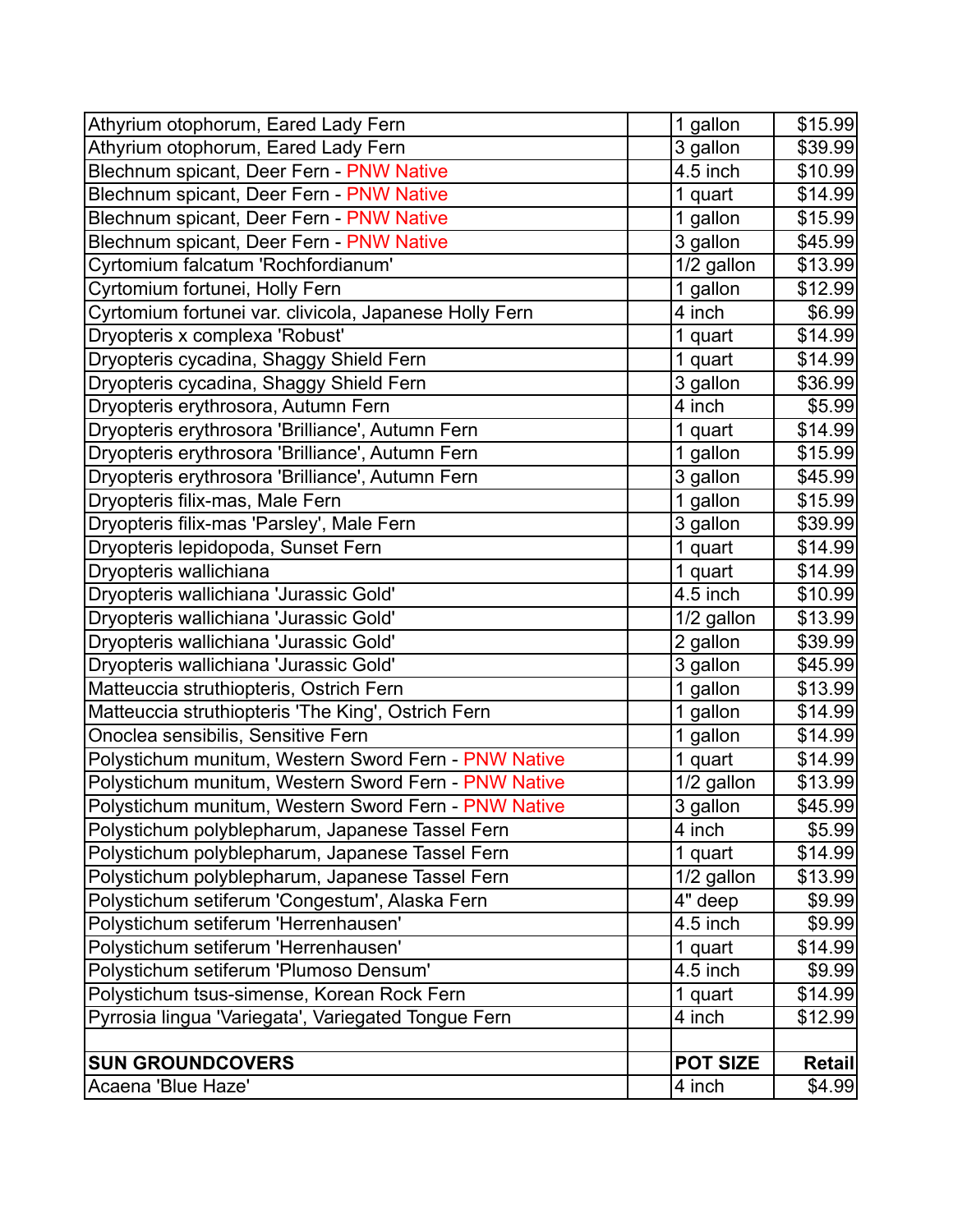| | | | |
|---|---|---|---|
| Athyrium otophorum, Eared Lady Fern | | 1 gallon | $15.99 |
| Athyrium otophorum, Eared Lady Fern | | 3 gallon | $39.99 |
| Blechnum spicant, Deer Fern - PNW Native | | 4.5 inch | $10.99 |
| Blechnum spicant, Deer Fern - PNW Native | | 1 quart | $14.99 |
| Blechnum spicant, Deer Fern - PNW Native | | 1 gallon | $15.99 |
| Blechnum spicant, Deer Fern - PNW Native | | 3 gallon | $45.99 |
| Cyrtomium falcatum 'Rochfordianum' | | 1/2 gallon | $13.99 |
| Cyrtomium fortunei, Holly Fern | | 1 gallon | $12.99 |
| Cyrtomium fortunei var. clivicola, Japanese Holly Fern | | 4 inch | $6.99 |
| Dryopteris x complexa 'Robust' | | 1 quart | $14.99 |
| Dryopteris cycadina, Shaggy Shield Fern | | 1 quart | $14.99 |
| Dryopteris cycadina, Shaggy Shield Fern | | 3 gallon | $36.99 |
| Dryopteris erythrosora, Autumn Fern | | 4 inch | $5.99 |
| Dryopteris erythrosora 'Brilliance', Autumn Fern | | 1 quart | $14.99 |
| Dryopteris erythrosora 'Brilliance', Autumn Fern | | 1 gallon | $15.99 |
| Dryopteris erythrosora 'Brilliance', Autumn Fern | | 3 gallon | $45.99 |
| Dryopteris filix-mas, Male Fern | | 1 gallon | $15.99 |
| Dryopteris filix-mas 'Parsley', Male Fern | | 3 gallon | $39.99 |
| Dryopteris lepidopoda, Sunset Fern | | 1 quart | $14.99 |
| Dryopteris wallichiana | | 1 quart | $14.99 |
| Dryopteris wallichiana 'Jurassic Gold' | | 4.5 inch | $10.99 |
| Dryopteris wallichiana 'Jurassic Gold' | | 1/2 gallon | $13.99 |
| Dryopteris wallichiana 'Jurassic Gold' | | 2 gallon | $39.99 |
| Dryopteris wallichiana 'Jurassic Gold' | | 3 gallon | $45.99 |
| Matteuccia struthiopteris, Ostrich Fern | | 1 gallon | $13.99 |
| Matteuccia struthiopteris 'The King', Ostrich Fern | | 1 gallon | $14.99 |
| Onoclea sensibilis, Sensitive Fern | | 1 gallon | $14.99 |
| Polystichum munitum, Western Sword Fern - PNW Native | | 1 quart | $14.99 |
| Polystichum munitum, Western Sword Fern - PNW Native | | 1/2 gallon | $13.99 |
| Polystichum munitum, Western Sword Fern - PNW Native | | 3 gallon | $45.99 |
| Polystichum polyblepharum, Japanese Tassel Fern | | 4 inch | $5.99 |
| Polystichum polyblepharum, Japanese Tassel Fern | | 1 quart | $14.99 |
| Polystichum polyblepharum, Japanese Tassel Fern | | 1/2 gallon | $13.99 |
| Polystichum setiferum 'Congestum', Alaska Fern | | 4" deep | $9.99 |
| Polystichum setiferum 'Herrenhausen' | | 4.5 inch | $9.99 |
| Polystichum setiferum 'Herrenhausen' | | 1 quart | $14.99 |
| Polystichum setiferum 'Plumoso Densum' | | 4.5 inch | $9.99 |
| Polystichum tsus-simense, Korean Rock Fern | | 1 quart | $14.99 |
| Pyrrosia lingua 'Variegata', Variegated Tongue Fern | | 4 inch | $12.99 |
| | | | |
| **SUN GROUNDCOVERS** | | **POT SIZE** | **Retail** |
| Acaena 'Blue Haze' | | 4 inch | $4.99 |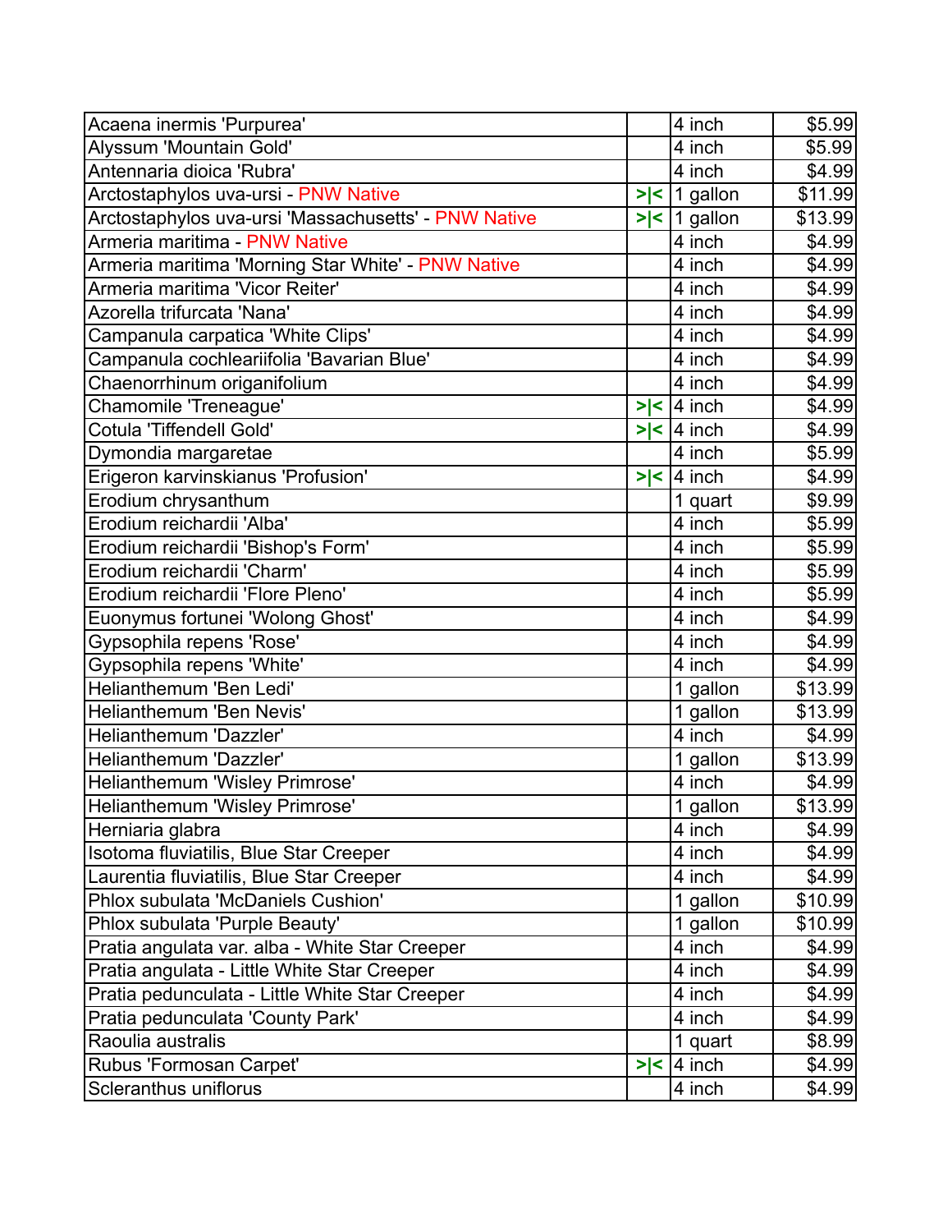| | | | |
|---|---|---|---|
| Acaena inermis 'Purpurea' | | 4 inch | $5.99 |
| Alyssum 'Mountain Gold' | | 4 inch | $5.99 |
| Antennaria dioica 'Rubra' | | 4 inch | $4.99 |
| Arctostaphylos uva-ursi - PNW Native | >\|< | 1 gallon | $11.99 |
| Arctostaphylos uva-ursi 'Massachusetts' - PNW Native | >\|< | 1 gallon | $13.99 |
| Armeria maritima - PNW Native | | 4 inch | $4.99 |
| Armeria maritima 'Morning Star White' - PNW Native | | 4 inch | $4.99 |
| Armeria maritima 'Vicor Reiter' | | 4 inch | $4.99 |
| Azorella trifurcata 'Nana' | | 4 inch | $4.99 |
| Campanula carpatica 'White Clips' | | 4 inch | $4.99 |
| Campanula cochleariifolia 'Bavarian Blue' | | 4 inch | $4.99 |
| Chaenorrhinum origanifolium | | 4 inch | $4.99 |
| Chamomile 'Treneague' | >\|< | 4 inch | $4.99 |
| Cotula 'Tiffendell Gold' | >\|< | 4 inch | $4.99 |
| Dymondia margaretae | | 4 inch | $5.99 |
| Erigeron karvinskianus 'Profusion' | >\|< | 4 inch | $4.99 |
| Erodium chrysanthum | | 1 quart | $9.99 |
| Erodium reichardii 'Alba' | | 4 inch | $5.99 |
| Erodium reichardii 'Bishop's Form' | | 4 inch | $5.99 |
| Erodium reichardii 'Charm' | | 4 inch | $5.99 |
| Erodium reichardii 'Flore Pleno' | | 4 inch | $5.99 |
| Euonymus fortunei 'Wolong Ghost' | | 4 inch | $4.99 |
| Gypsophila repens 'Rose' | | 4 inch | $4.99 |
| Gypsophila repens 'White' | | 4 inch | $4.99 |
| Helianthemum 'Ben Ledi' | | 1 gallon | $13.99 |
| Helianthemum 'Ben Nevis' | | 1 gallon | $13.99 |
| Helianthemum 'Dazzler' | | 4 inch | $4.99 |
| Helianthemum 'Dazzler' | | 1 gallon | $13.99 |
| Helianthemum 'Wisley Primrose' | | 4 inch | $4.99 |
| Helianthemum 'Wisley Primrose' | | 1 gallon | $13.99 |
| Herniaria glabra | | 4 inch | $4.99 |
| Isotoma fluviatilis, Blue Star Creeper | | 4 inch | $4.99 |
| Laurentia fluviatilis, Blue Star Creeper | | 4 inch | $4.99 |
| Phlox subulata 'McDaniels Cushion' | | 1 gallon | $10.99 |
| Phlox subulata 'Purple Beauty' | | 1 gallon | $10.99 |
| Pratia angulata var. alba - White Star Creeper | | 4 inch | $4.99 |
| Pratia angulata - Little White Star Creeper | | 4 inch | $4.99 |
| Pratia pedunculata - Little White Star Creeper | | 4 inch | $4.99 |
| Pratia pedunculata 'County Park' | | 4 inch | $4.99 |
| Raoulia australis | | 1 quart | $8.99 |
| Rubus 'Formosan Carpet' | >\|< | 4 inch | $4.99 |
| Scleranthus uniflorus | | 4 inch | $4.99 |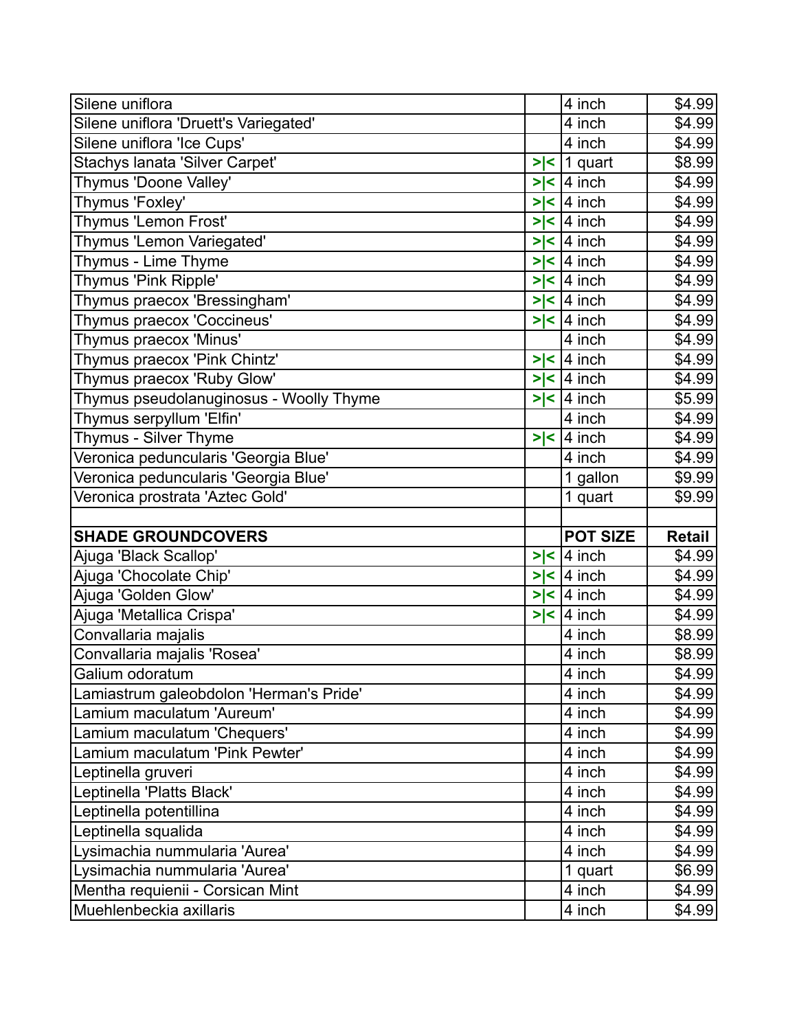| | | | |
|---|---|---|---|
| Silene uniflora | | 4 inch | $4.99 |
| Silene uniflora 'Druett's Variegated' | | 4 inch | $4.99 |
| Silene uniflora 'Ice Cups' | | 4 inch | $4.99 |
| Stachys lanata 'Silver Carpet' | >\|< | 1 quart | $8.99 |
| Thymus 'Doone Valley' | >\|< | 4 inch | $4.99 |
| Thymus 'Foxley' | >\|< | 4 inch | $4.99 |
| Thymus 'Lemon Frost' | >\|< | 4 inch | $4.99 |
| Thymus 'Lemon Variegated' | >\|< | 4 inch | $4.99 |
| Thymus - Lime Thyme | >\|< | 4 inch | $4.99 |
| Thymus 'Pink Ripple' | >\|< | 4 inch | $4.99 |
| Thymus praecox 'Bressingham' | >\|< | 4 inch | $4.99 |
| Thymus praecox 'Coccineus' | >\|< | 4 inch | $4.99 |
| Thymus praecox 'Minus' | | 4 inch | $4.99 |
| Thymus praecox 'Pink Chintz' | >\|< | 4 inch | $4.99 |
| Thymus praecox 'Ruby Glow' | >\|< | 4 inch | $4.99 |
| Thymus pseudolanuginosus - Woolly Thyme | >\|< | 4 inch | $5.99 |
| Thymus serpyllum 'Elfin' | | 4 inch | $4.99 |
| Thymus - Silver Thyme | >\|< | 4 inch | $4.99 |
| Veronica peduncularis 'Georgia Blue' | | 4 inch | $4.99 |
| Veronica peduncularis 'Georgia Blue' | | 1 gallon | $9.99 |
| Veronica prostrata 'Aztec Gold' | | 1 quart | $9.99 |
| | | | |
| **SHADE GROUNDCOVERS** | | **POT SIZE** | **Retail** |
| Ajuga 'Black Scallop' | >\|< | 4 inch | $4.99 |
| Ajuga 'Chocolate Chip' | >\|< | 4 inch | $4.99 |
| Ajuga 'Golden Glow' | >\|< | 4 inch | $4.99 |
| Ajuga 'Metallica Crispa' | >\|< | 4 inch | $4.99 |
| Convallaria majalis | | 4 inch | $8.99 |
| Convallaria majalis 'Rosea' | | 4 inch | $8.99 |
| Galium odoratum | | 4 inch | $4.99 |
| Lamiastrum galeobdolon 'Herman's Pride' | | 4 inch | $4.99 |
| Lamium maculatum 'Aureum' | | 4 inch | $4.99 |
| Lamium maculatum 'Chequers' | | 4 inch | $4.99 |
| Lamium maculatum 'Pink Pewter' | | 4 inch | $4.99 |
| Leptinella gruveri | | 4 inch | $4.99 |
| Leptinella 'Platts Black' | | 4 inch | $4.99 |
| Leptinella potentillina | | 4 inch | $4.99 |
| Leptinella squalida | | 4 inch | $4.99 |
| Lysimachia nummularia 'Aurea' | | 4 inch | $4.99 |
| Lysimachia nummularia 'Aurea' | | 1 quart | $6.99 |
| Mentha requienii - Corsican Mint | | 4 inch | $4.99 |
| Muehlenbeckia axillaris | | 4 inch | $4.99 |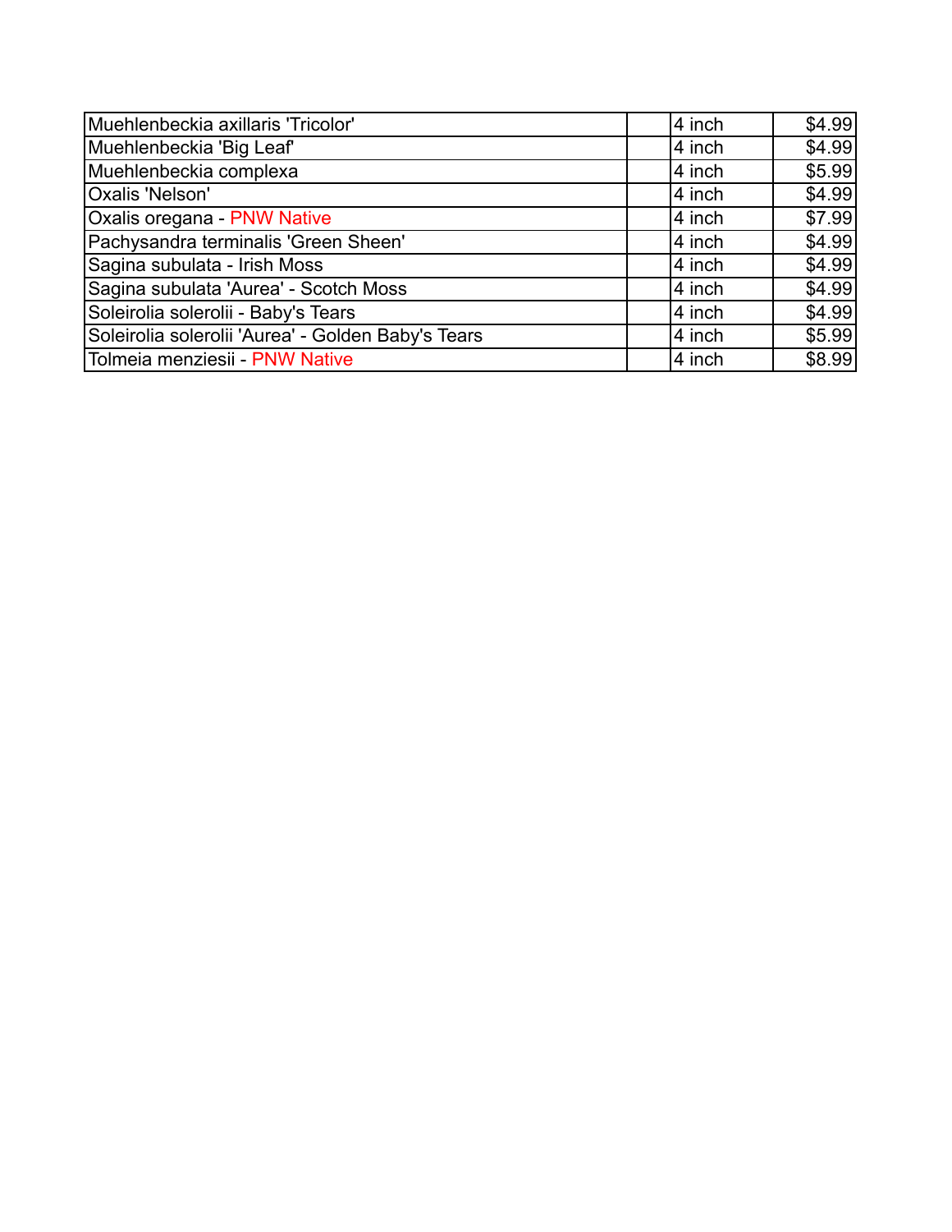| | | | |
|---|---|---|---|
| Muehlenbeckia axillaris 'Tricolor' | | 4 inch | $4.99 |
| Muehlenbeckia 'Big Leaf' | | 4 inch | $4.99 |
| Muehlenbeckia complexa | | 4 inch | $5.99 |
| Oxalis 'Nelson' | | 4 inch | $4.99 |
| Oxalis oregana - PNW Native | | 4 inch | $7.99 |
| Pachysandra terminalis 'Green Sheen' | | 4 inch | $4.99 |
| Sagina subulata - Irish Moss | | 4 inch | $4.99 |
| Sagina subulata 'Aurea' - Scotch Moss | | 4 inch | $4.99 |
| Soleirolia solerolii - Baby's Tears | | 4 inch | $4.99 |
| Soleirolia solerolii 'Aurea' - Golden Baby's Tears | | 4 inch | $5.99 |
| Tolmeia menziesii - PNW Native | | 4 inch | $8.99 |